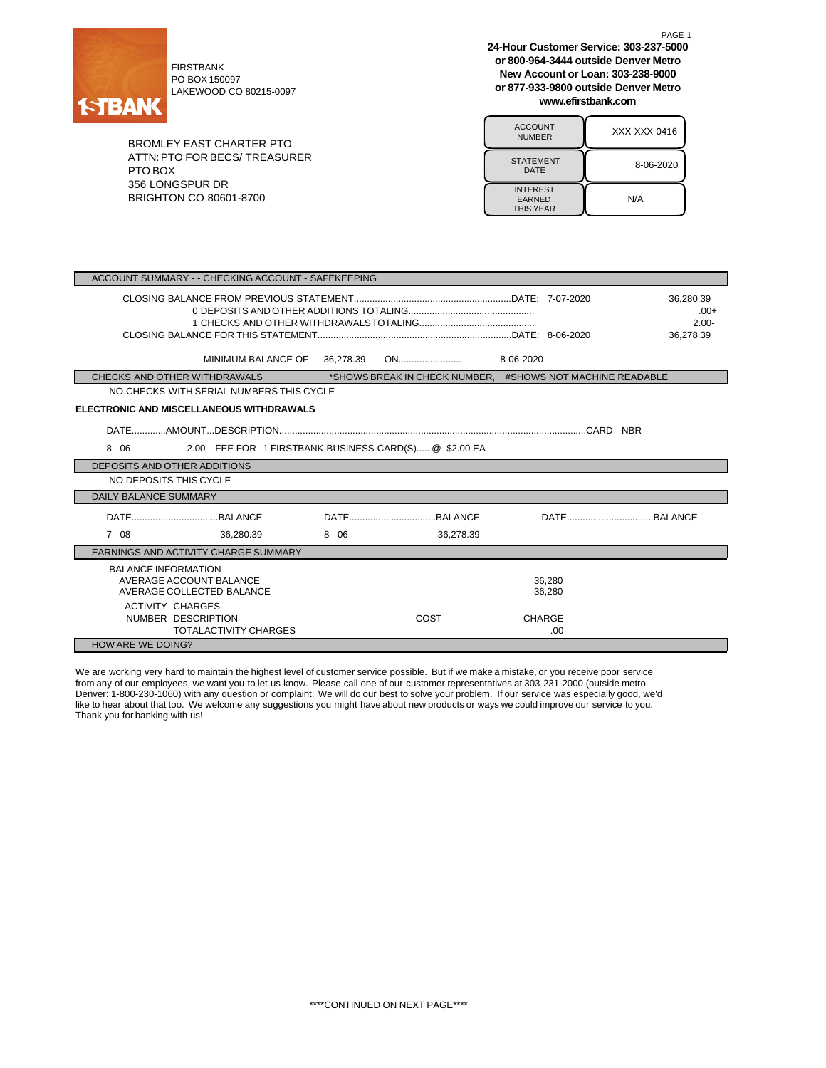FIRSTBANK
PO BOX 150097
LAKEWOOD CO 80215-0097

**24-Hour Customer Service: 303-237-5000**
**or 800-964-3444 outside Denver Metro**
**New Account or Loan: 303-238-9000**
**or 877-933-9800 outside Denver Metro**
**www.efirstbank.com**

BROMLEY EAST CHARTER PTO
ATTN: PTO FOR BECS/ TREASURER
PTO BOX
356 LONGSPUR DR
BRIGHTON CO 80601-8700

| | |
|---|---|
| ACCOUNT NUMBER | XXX-XXX-0416 |
| STATEMENT DATE | 8-06-2020 |
| INTEREST EARNED THIS YEAR | N/A |

## ACCOUNT SUMMARY - - CHECKING ACCOUNT - SAFEKEEPING

| | | |
|---|---|---|
| CLOSING BALANCE FROM PREVIOUS STATEMENT | DATE: 7-07-2020 | 36,280.39 |
| 0 DEPOSITS AND OTHER ADDITIONS TOTALING | | .00+ |
| 1 CHECKS AND OTHER WITHDRAWALS TOTALING | | 2.00- |
| CLOSING BALANCE FOR THIS STATEMENT | DATE: 8-06-2020 | 36,278.39 |

MINIMUM BALANCE OF 36,278.39 ON........................ 8-06-2020

## CHECKS AND OTHER WITHDRAWALS

*SHOWS BREAK IN CHECK NUMBER, #SHOWS NOT MACHINE READABLE

NO CHECKS WITH SERIAL NUMBERS THIS CYCLE

**ELECTRONIC AND MISCELLANEOUS WITHDRAWALS**

| DATE | AMOUNT | DESCRIPTION | CARD NBR |
|---|---|---|---|
| 8 - 06 | 2.00 | FEE FOR 1 FIRSTBANK BUSINESS CARD(S)..... @ $2.00 EA | |

## DEPOSITS AND OTHER ADDITIONS

NO DEPOSITS THIS CYCLE

## DAILY BALANCE SUMMARY

| DATE | BALANCE | DATE | BALANCE | DATE | BALANCE |
|---|---|---|---|---|---|
| 7 - 08 | 36,280.39 | 8 - 06 | 36,278.39 | | |

## EARNINGS AND ACTIVITY CHARGE SUMMARY

BALANCE INFORMATION

| | |
|---|---|
| AVERAGE ACCOUNT BALANCE | 36,280 |
| AVERAGE COLLECTED BALANCE | 36,280 |

ACTIVITY CHARGES

| NUMBER | DESCRIPTION | COST | CHARGE |
|---|---|---|---|
| | TOTAL ACTIVITY CHARGES | | .00 |

## HOW ARE WE DOING?

We are working very hard to maintain the highest level of customer service possible. But if we make a mistake, or you receive poor service from any of our employees, we want you to let us know. Please call one of our customer representatives at 303-231-2000 (outside metro Denver: 1-800-230-1060) with any question or complaint. We will do our best to solve your problem. If our service was especially good, we'd like to hear about that too. We welcome any suggestions you might have about new products or ways we could improve our service to you. Thank you for banking with us!

\*\*\*\*CONTINUED ON NEXT PAGE\*\*\*\*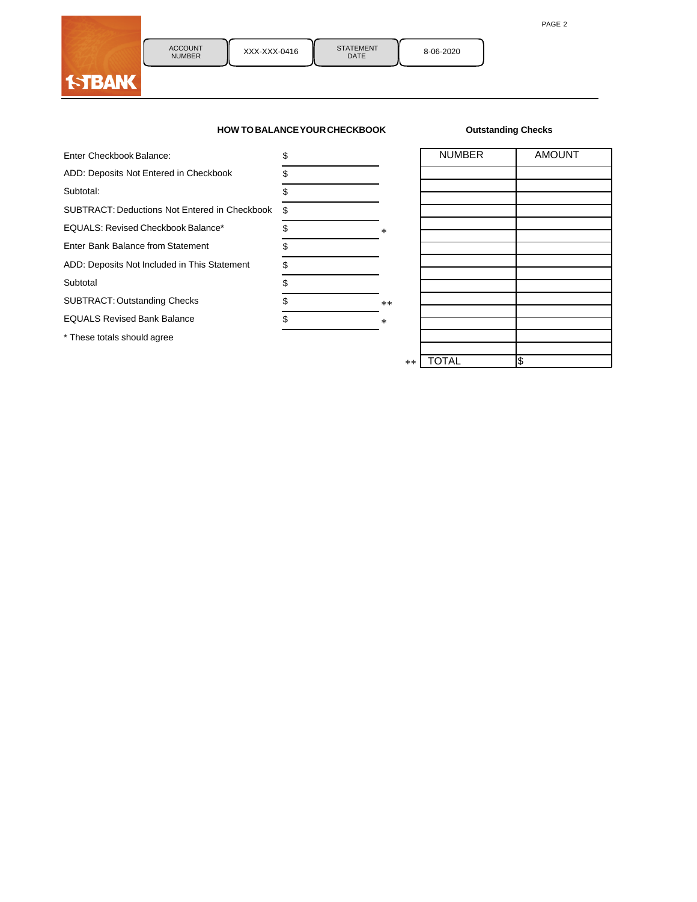1STBANK

| ACCOUNT NUMBER | XXX-XXX-0416 | STATEMENT DATE | 8-06-2020 |
|---|---|---|---|

## HOW TO BALANCE YOUR CHECKBOOK

| | | |
|---|---|---|
| Enter Checkbook Balance: | $ | |
| ADD: Deposits Not Entered in Checkbook | $ | |
| Subtotal: | $ | |
| SUBTRACT: Deductions Not Entered in Checkbook | $ | |
| EQUALS: Revised Checkbook Balance* | $ | * |
| Enter Bank Balance from Statement | $ | |
| ADD: Deposits Not Included in This Statement | $ | |
| Subtotal | $ | |
| SUBTRACT: Outstanding Checks | $ | ** |
| EQUALS Revised Bank Balance | $ | * |

* These totals should agree

## Outstanding Checks

| NUMBER | AMOUNT |
|---|---|
| | |
| | |
| | |
| | |
| | |
| | |
| | |
| | |
| | |
| | |
| | |
| | |
| | |
| | |
| | |
| ** TOTAL | $ |